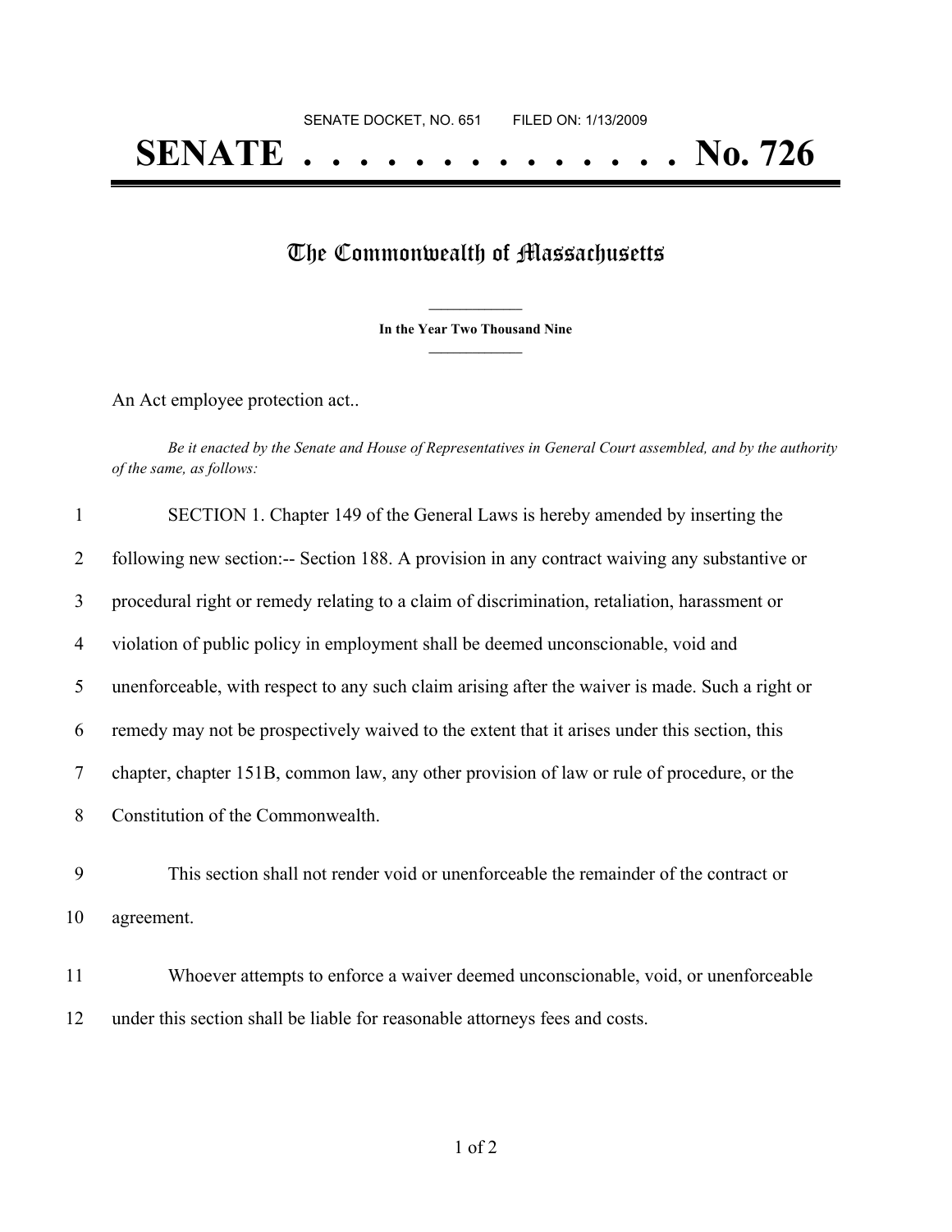SENATE DOCKET, NO. 651 FILED ON: 1/13/2009

# SENATE . . . . . . . . . . . . . . No. 726

## The Commonwealth of Massachusetts

**In the Year Two Thousand Nine**

An Act employee protection act..

*Be it enacted by the Senate and House of Representatives in General Court assembled, and by the authority of the same, as follows:*

1 SECTION 1. Chapter 149 of the General Laws is hereby amended by inserting the
2 following new section:-- Section 188. A provision in any contract waiving any substantive or
3 procedural right or remedy relating to a claim of discrimination, retaliation, harassment or
4 violation of public policy in employment shall be deemed unconscionable, void and
5 unenforceable, with respect to any such claim arising after the waiver is made. Such a right or
6 remedy may not be prospectively waived to the extent that it arises under this section, this
7 chapter, chapter 151B, common law, any other provision of law or rule of procedure, or the
8 Constitution of the Commonwealth.

9 This section shall not render void or unenforceable the remainder of the contract or
10 agreement.

11 Whoever attempts to enforce a waiver deemed unconscionable, void, or unenforceable
12 under this section shall be liable for reasonable attorneys fees and costs.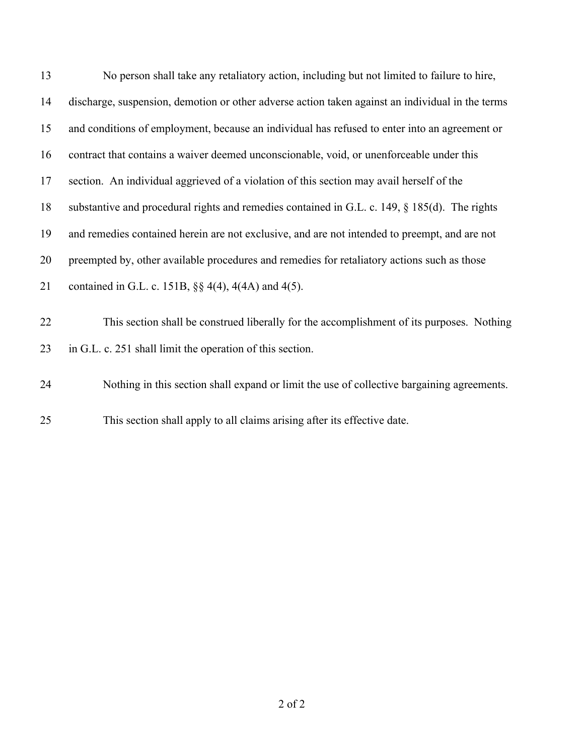No person shall take any retaliatory action, including but not limited to failure to hire, discharge, suspension, demotion or other adverse action taken against an individual in the terms and conditions of employment, because an individual has refused to enter into an agreement or contract that contains a waiver deemed unconscionable, void, or unenforceable under this section. An individual aggrieved of a violation of this section may avail herself of the substantive and procedural rights and remedies contained in G.L. c. 149, § 185(d). The rights and remedies contained herein are not exclusive, and are not intended to preempt, and are not preempted by, other available procedures and remedies for retaliatory actions such as those contained in G.L. c. 151B, §§ 4(4), 4(4A) and 4(5).

This section shall be construed liberally for the accomplishment of its purposes. Nothing in G.L. c. 251 shall limit the operation of this section.

Nothing in this section shall expand or limit the use of collective bargaining agreements.

This section shall apply to all claims arising after its effective date.